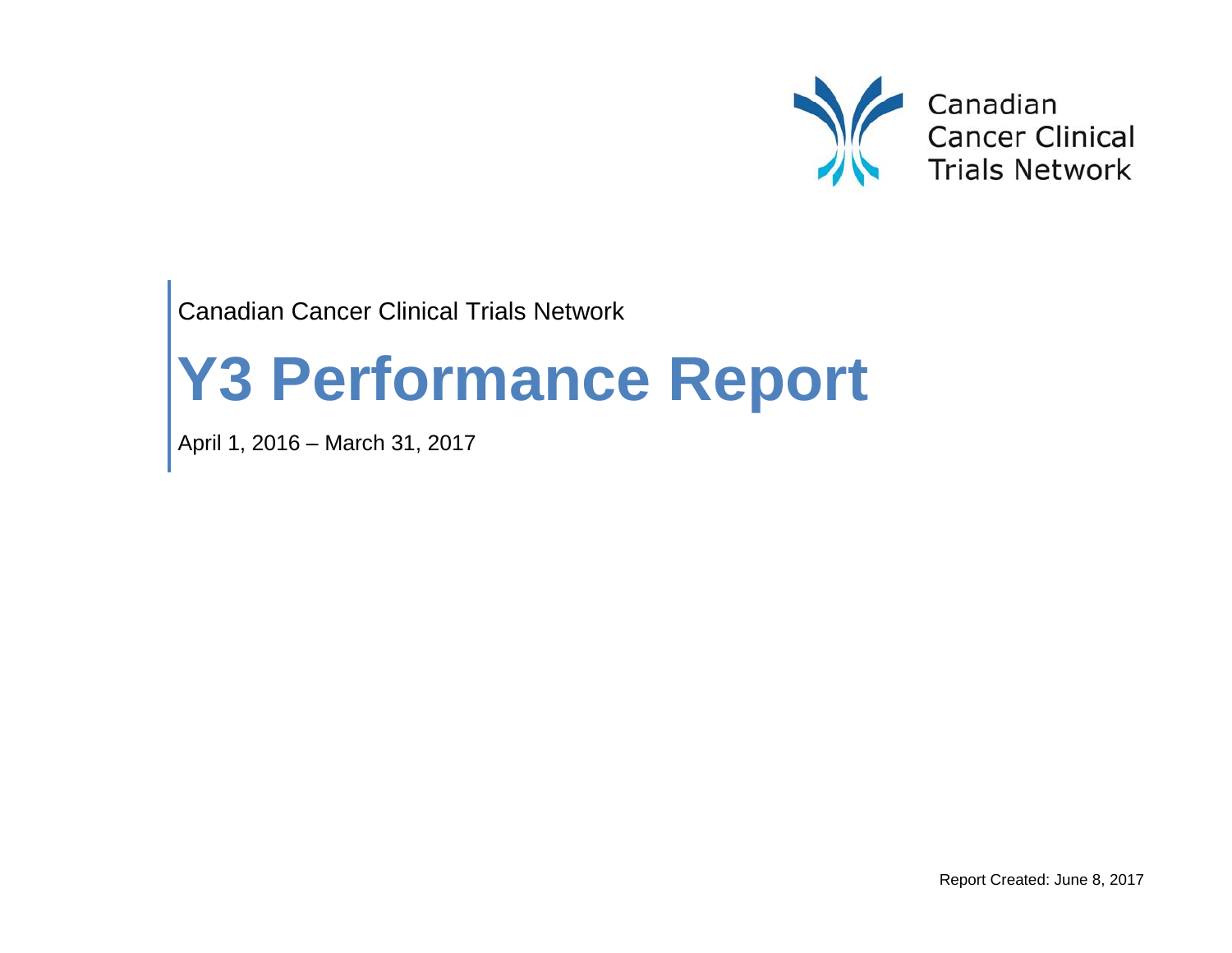Canadian Cancer Clinical Trials Network

Canadian Cancer Clinical Trials Network

# Y3 Performance Report

April 1, 2016 – March 31, 2017

Report Created: June 8, 2017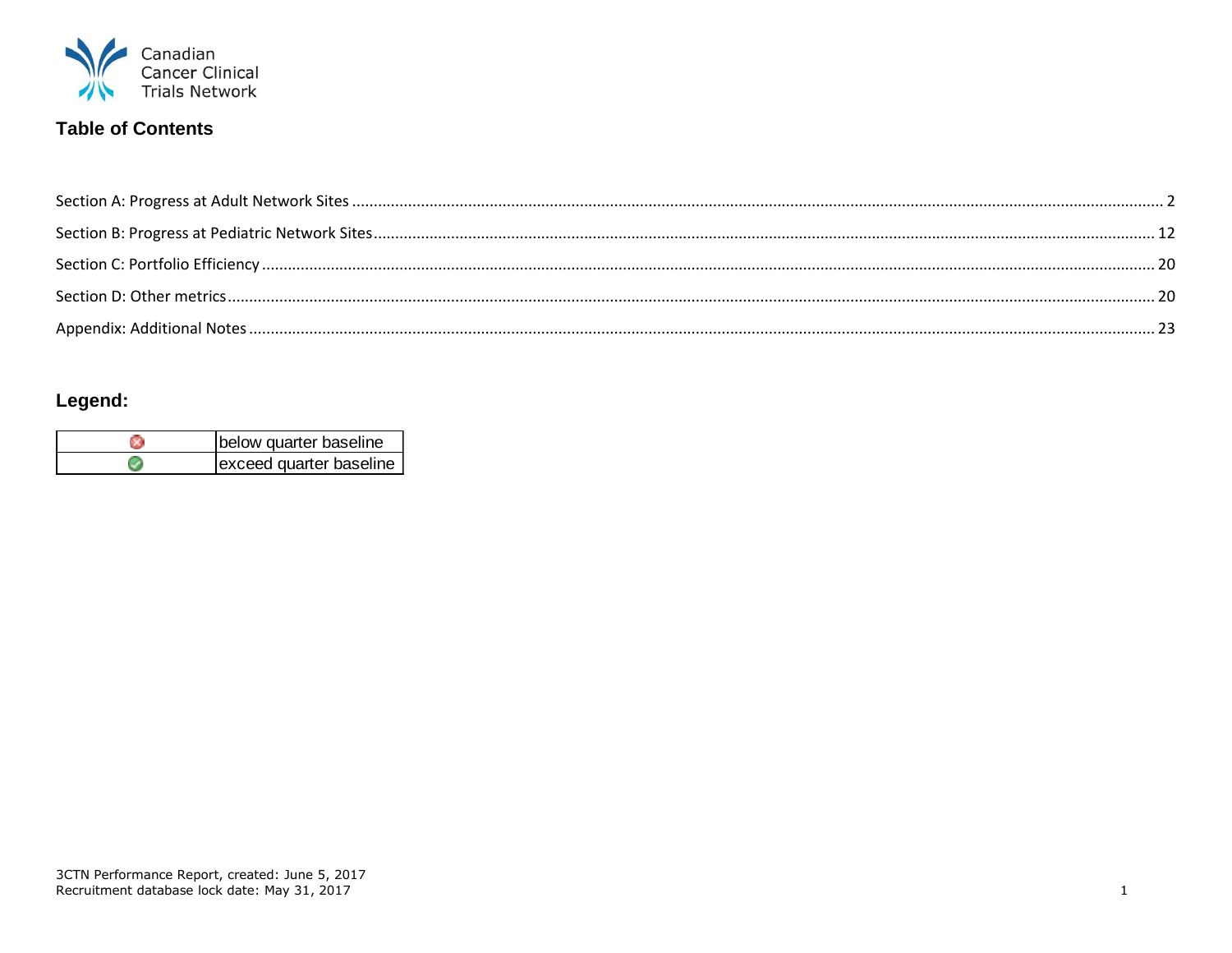Canadian Cancer Clinical Trials Network

## Table of Contents

Section A: Progress at Adult Network Sites ........ 2

Section B: Progress at Pediatric Network Sites ........ 12

Section C: Portfolio Efficiency ........ 20

Section D: Other metrics ........ 20

Appendix: Additional Notes ........ 23

## Legend:

| | |
|---|---|
| ⊗ | below quarter baseline |
| ✓ | exceed quarter baseline |

3CTN Performance Report, created: June 5, 2017
Recruitment database lock date: May 31, 2017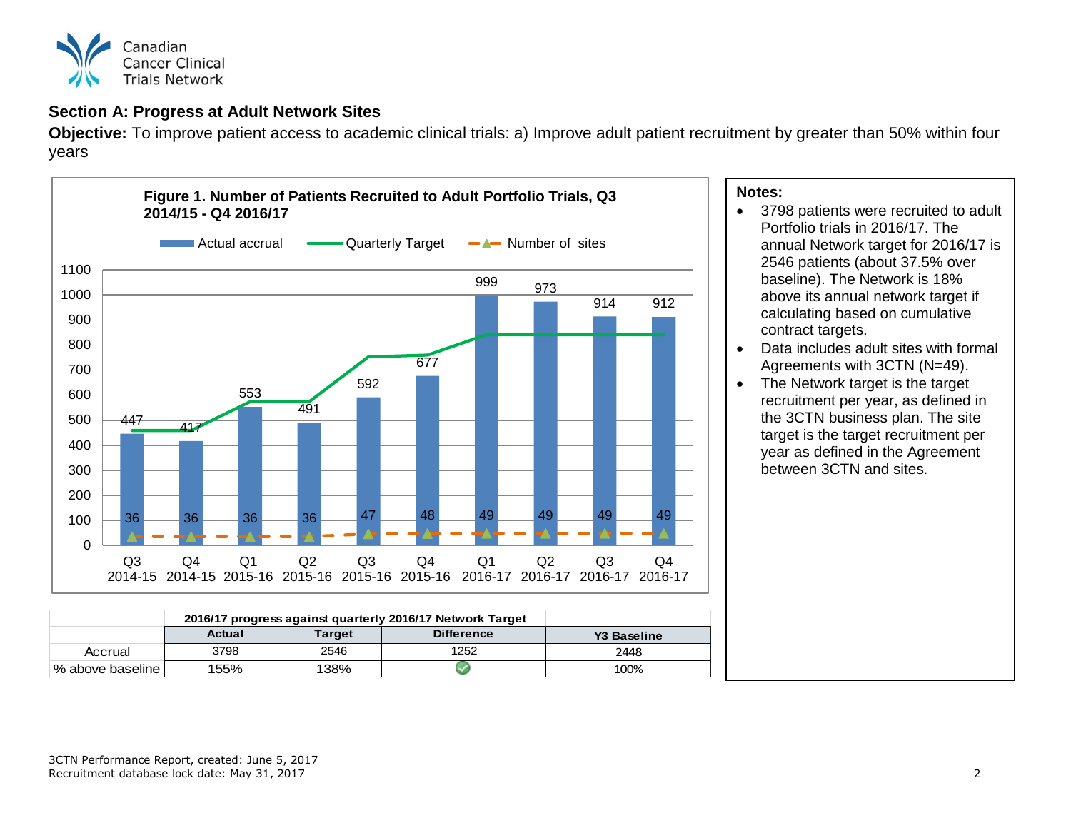## Section A: Progress at Adult Network Sites

**Objective:** To improve patient access to academic clinical trials: a) Improve adult patient recruitment by greater than 50% within four years

**Figure 1. Number of Patients Recruited to Adult Portfolio Trials, Q3 2014/15 - Q4 2016/17**

| Quarter | Actual accrual | Number of sites |
|---|---|---|
| Q3 2014-15 | 447 | 36 |
| Q4 2014-15 | 417 | 36 |
| Q1 2015-16 | 553 | 36 |
| Q2 2015-16 | 491 | 36 |
| Q3 2015-16 | 592 | 47 |
| Q4 2015-16 | 677 | 48 |
| Q1 2016-17 | 999 | 49 |
| Q2 2016-17 | 973 | 49 |
| Q3 2016-17 | 914 | 49 |
| Q4 2016-17 | 912 | 49 |

| | 2016/17 progress against quarterly 2016/17 Network Target | | | |
|---|---|---|---|---|
| | Actual | Target | Difference | Y3 Baseline |
| Accrual | 3798 | 2546 | 1252 | 2448 |
| % above baseline | 155% | 138% | ✔ | 100% |

**Notes:**

- 3798 patients were recruited to adult Portfolio trials in 2016/17. The annual Network target for 2016/17 is 2546 patients (about 37.5% over baseline). The Network is 18% above its annual network target if calculating based on cumulative contract targets.
- Data includes adult sites with formal Agreements with 3CTN (N=49).
- The Network target is the target recruitment per year, as defined in the 3CTN business plan. The site target is the target recruitment per year as defined in the Agreement between 3CTN and sites.

3CTN Performance Report, created: June 5, 2017
Recruitment database lock date: May 31, 2017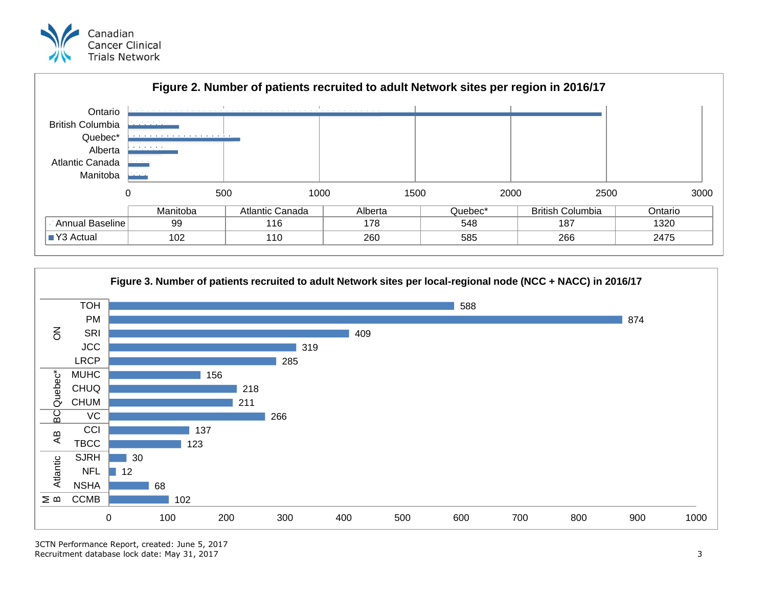**Figure 2. Number of patients recruited to adult Network sites per region in 2016/17**

| | Manitoba | Atlantic Canada | Alberta | Quebec* | British Columbia | Ontario |
|---|---|---|---|---|---|---|
| Annual Baseline | 99 | 116 | 178 | 548 | 187 | 1320 |
| Y3 Actual | 102 | 110 | 260 | 585 | 266 | 2475 |

**Figure 3. Number of patients recruited to adult Network sites per local-regional node (NCC + NACC) in 2016/17**

| Region | Node | Patients |
|---|---|---|
| ON | TOH | 588 |
| ON | PM | 874 |
| ON | SRI | 409 |
| ON | JCC | 319 |
| ON | LRCP | 285 |
| Quebec* | MUHC | 156 |
| Quebec* | CHUQ | 218 |
| Quebec* | CHUM | 211 |
| BC | VC | 266 |
| AB | CCI | 137 |
| AB | TBCC | 123 |
| Atlantic | SJRH | 30 |
| Atlantic | NFL | 12 |
| Atlantic | NSHA | 68 |
| MB | CCMB | 102 |

3CTN Performance Report, created: June 5, 2017
Recruitment database lock date: May 31, 2017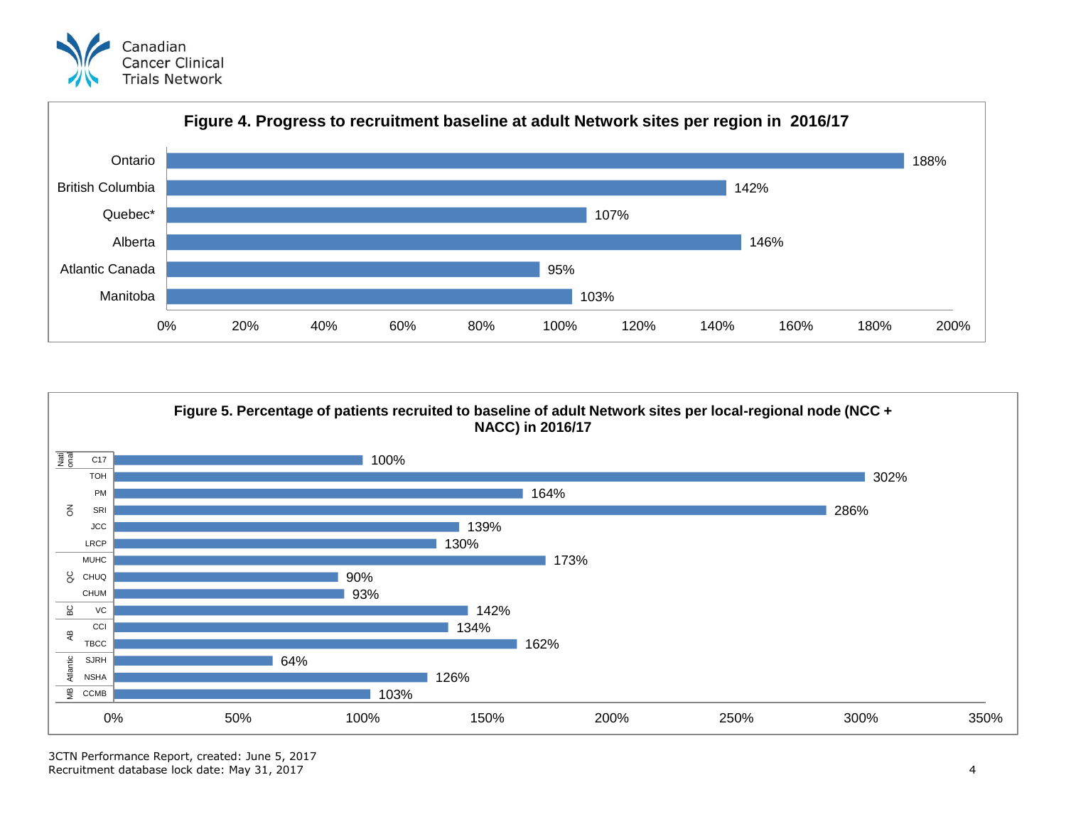**Figure 4. Progress to recruitment baseline at adult Network sites per region in 2016/17**

| Region | Progress to recruitment baseline |
| --- | --- |
| Ontario | 188% |
| British Columbia | 142% |
| Quebec* | 107% |
| Alberta | 146% |
| Atlantic Canada | 95% |
| Manitoba | 103% |

**Figure 5. Percentage of patients recruited to baseline of adult Network sites per local-regional node (NCC + NACC) in 2016/17**

| Region | Node | Percentage recruited to baseline |
| --- | --- | --- |
| National | C17 | 100% |
| ON | TOH | 302% |
| ON | PM | 164% |
| ON | SRI | 286% |
| ON | JCC | 139% |
| ON | LRCP | 130% |
| QC | MUHC | 173% |
| QC | CHUQ | 90% |
| QC | CHUM | 93% |
| BC | VC | 142% |
| AB | CCI | 134% |
| AB | TBCC | 162% |
| Atlantic | SJRH | 64% |
| Atlantic | NSHA | 126% |
| MB | CCMB | 103% |

3CTN Performance Report, created: June 5, 2017
Recruitment database lock date: May 31, 2017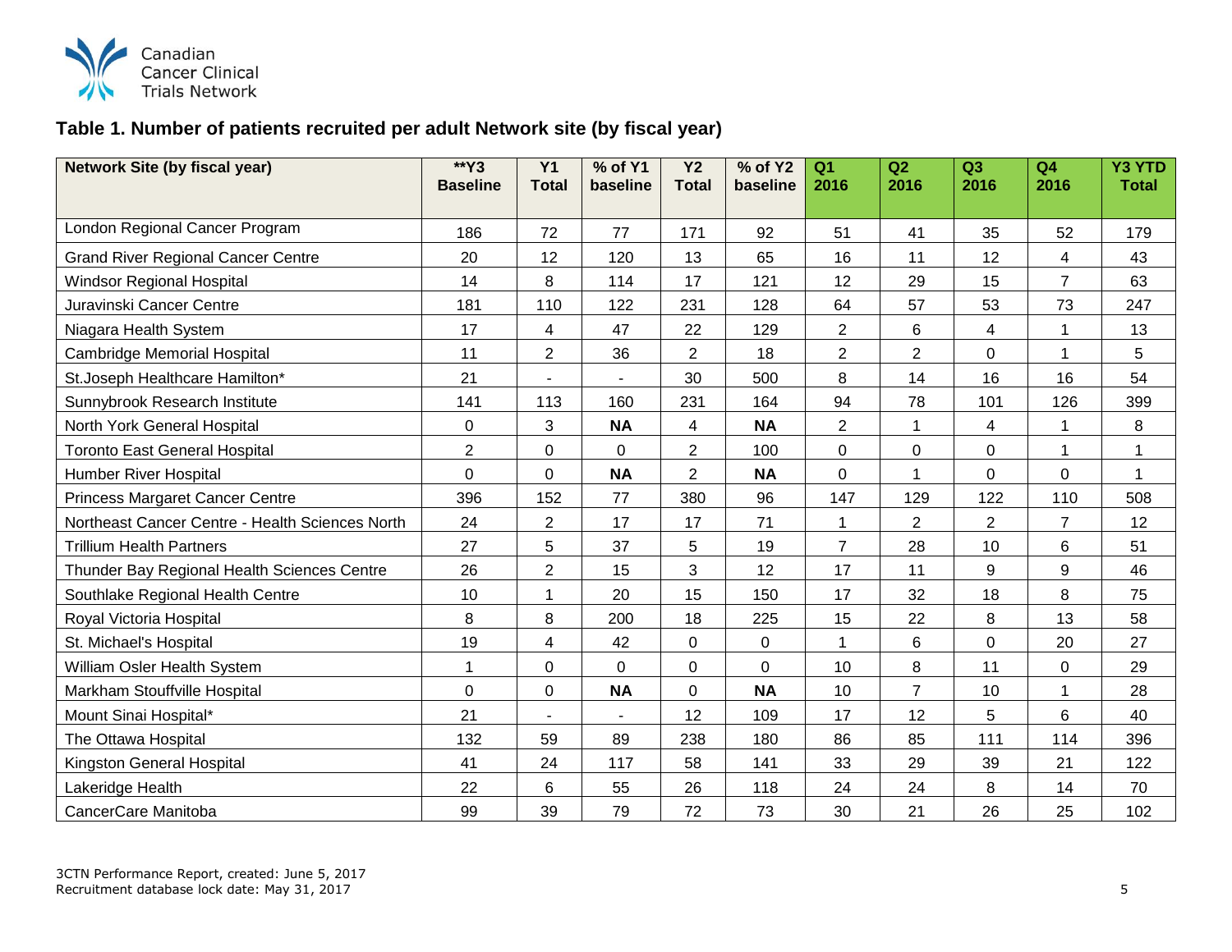## Table 1. Number of patients recruited per adult Network site (by fiscal year)

| Network Site (by fiscal year) | **Y3 Baseline | Y1 Total | % of Y1 baseline | Y2 Total | % of Y2 baseline | Q1 2016 | Q2 2016 | Q3 2016 | Q4 2016 | Y3 YTD Total |
|---|---|---|---|---|---|---|---|---|---|---|
| London Regional Cancer Program | 186 | 72 | 77 | 171 | 92 | 51 | 41 | 35 | 52 | 179 |
| Grand River Regional Cancer Centre | 20 | 12 | 120 | 13 | 65 | 16 | 11 | 12 | 4 | 43 |
| Windsor Regional Hospital | 14 | 8 | 114 | 17 | 121 | 12 | 29 | 15 | 7 | 63 |
| Juravinski Cancer Centre | 181 | 110 | 122 | 231 | 128 | 64 | 57 | 53 | 73 | 247 |
| Niagara Health System | 17 | 4 | 47 | 22 | 129 | 2 | 6 | 4 | 1 | 13 |
| Cambridge Memorial Hospital | 11 | 2 | 36 | 2 | 18 | 2 | 2 | 0 | 1 | 5 |
| St.Joseph Healthcare Hamilton* | 21 | - | - | 30 | 500 | 8 | 14 | 16 | 16 | 54 |
| Sunnybrook Research Institute | 141 | 113 | 160 | 231 | 164 | 94 | 78 | 101 | 126 | 399 |
| North York General Hospital | 0 | 3 | **NA** | 4 | **NA** | 2 | 1 | 4 | 1 | 8 |
| Toronto East General Hospital | 2 | 0 | 0 | 2 | 100 | 0 | 0 | 0 | 1 | 1 |
| Humber River Hospital | 0 | 0 | **NA** | 2 | **NA** | 0 | 1 | 0 | 0 | 1 |
| Princess Margaret Cancer Centre | 396 | 152 | 77 | 380 | 96 | 147 | 129 | 122 | 110 | 508 |
| Northeast Cancer Centre - Health Sciences North | 24 | 2 | 17 | 17 | 71 | 1 | 2 | 2 | 7 | 12 |
| Trillium Health Partners | 27 | 5 | 37 | 5 | 19 | 7 | 28 | 10 | 6 | 51 |
| Thunder Bay Regional Health Sciences Centre | 26 | 2 | 15 | 3 | 12 | 17 | 11 | 9 | 9 | 46 |
| Southlake Regional Health Centre | 10 | 1 | 20 | 15 | 150 | 17 | 32 | 18 | 8 | 75 |
| Royal Victoria Hospital | 8 | 8 | 200 | 18 | 225 | 15 | 22 | 8 | 13 | 58 |
| St. Michael's Hospital | 19 | 4 | 42 | 0 | 0 | 1 | 6 | 0 | 20 | 27 |
| William Osler Health System | 1 | 0 | 0 | 0 | 0 | 10 | 8 | 11 | 0 | 29 |
| Markham Stouffville Hospital | 0 | 0 | **NA** | 0 | **NA** | 10 | 7 | 10 | 1 | 28 |
| Mount Sinai Hospital* | 21 | - | - | 12 | 109 | 17 | 12 | 5 | 6 | 40 |
| The Ottawa Hospital | 132 | 59 | 89 | 238 | 180 | 86 | 85 | 111 | 114 | 396 |
| Kingston General Hospital | 41 | 24 | 117 | 58 | 141 | 33 | 29 | 39 | 21 | 122 |
| Lakeridge Health | 22 | 6 | 55 | 26 | 118 | 24 | 24 | 8 | 14 | 70 |
| CancerCare Manitoba | 99 | 39 | 79 | 72 | 73 | 30 | 21 | 26 | 25 | 102 |

3CTN Performance Report, created: June 5, 2017
Recruitment database lock date: May 31, 2017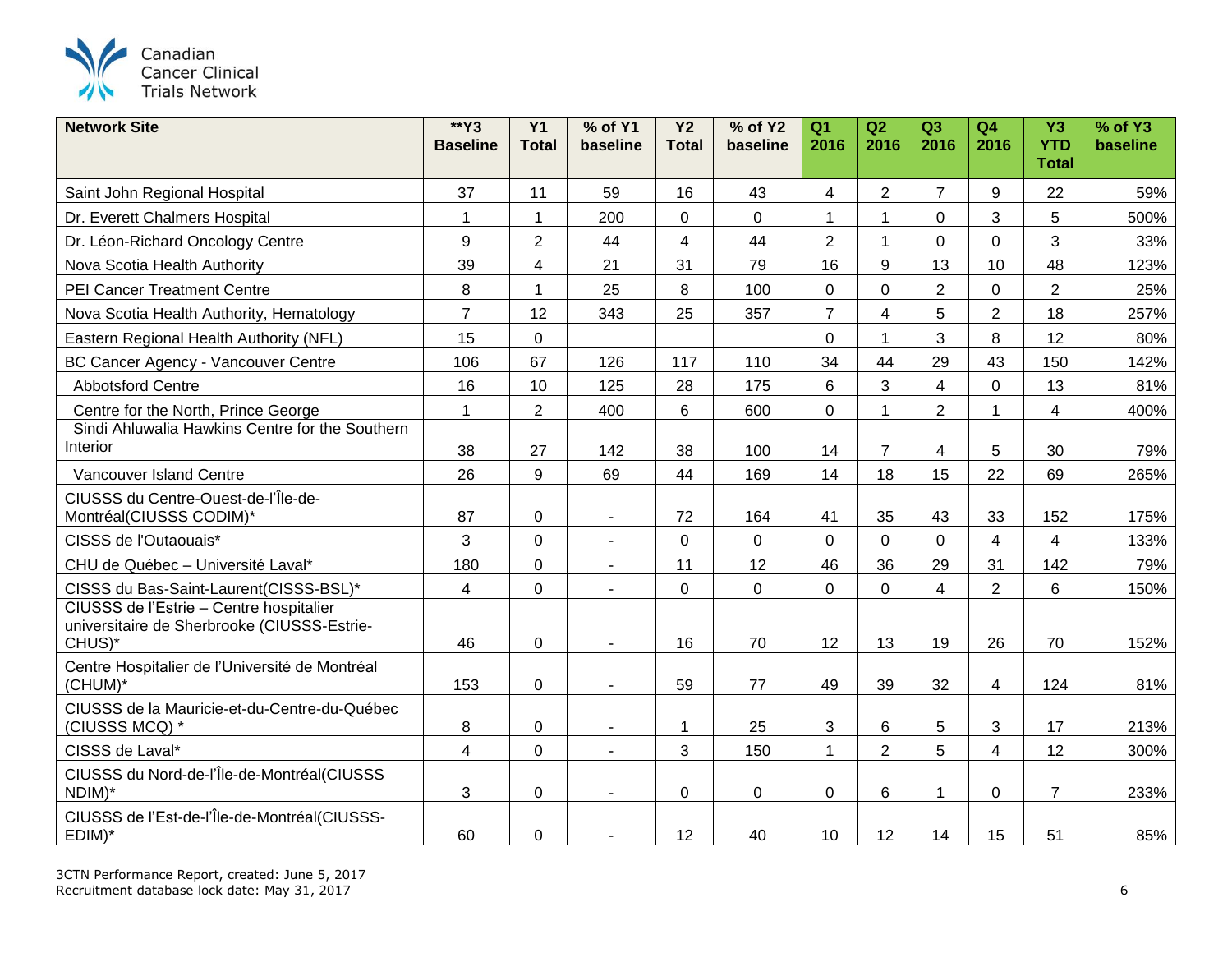| Network Site | **Y3 Baseline | Y1 Total | % of Y1 baseline | Y2 Total | % of Y2 baseline | Q1 2016 | Q2 2016 | Q3 2016 | Q4 2016 | Y3 YTD Total | % of Y3 baseline |
|---|---|---|---|---|---|---|---|---|---|---|---|
| Saint John Regional Hospital | 37 | 11 | 59 | 16 | 43 | 4 | 2 | 7 | 9 | 22 | 59% |
| Dr. Everett Chalmers Hospital | 1 | 1 | 200 | 0 | 0 | 1 | 1 | 0 | 3 | 5 | 500% |
| Dr. Léon-Richard Oncology Centre | 9 | 2 | 44 | 4 | 44 | 2 | 1 | 0 | 0 | 3 | 33% |
| Nova Scotia Health Authority | 39 | 4 | 21 | 31 | 79 | 16 | 9 | 13 | 10 | 48 | 123% |
| PEI Cancer Treatment Centre | 8 | 1 | 25 | 8 | 100 | 0 | 0 | 2 | 0 | 2 | 25% |
| Nova Scotia Health Authority, Hematology | 7 | 12 | 343 | 25 | 357 | 7 | 4 | 5 | 2 | 18 | 257% |
| Eastern Regional Health Authority (NFL) | 15 | 0 | | | | 0 | 1 | 3 | 8 | 12 | 80% |
| BC Cancer Agency - Vancouver Centre | 106 | 67 | 126 | 117 | 110 | 34 | 44 | 29 | 43 | 150 | 142% |
| Abbotsford Centre | 16 | 10 | 125 | 28 | 175 | 6 | 3 | 4 | 0 | 13 | 81% |
| Centre for the North, Prince George | 1 | 2 | 400 | 6 | 600 | 0 | 1 | 2 | 1 | 4 | 400% |
| Sindi Ahluwalia Hawkins Centre for the Southern Interior | 38 | 27 | 142 | 38 | 100 | 14 | 7 | 4 | 5 | 30 | 79% |
| Vancouver Island Centre | 26 | 9 | 69 | 44 | 169 | 14 | 18 | 15 | 22 | 69 | 265% |
| CIUSSS du Centre-Ouest-de-l'Île-de-Montréal(CIUSSS CODIM)* | 87 | 0 | - | 72 | 164 | 41 | 35 | 43 | 33 | 152 | 175% |
| CISSS de l'Outaouais* | 3 | 0 | - | 0 | 0 | 0 | 0 | 0 | 4 | 4 | 133% |
| CHU de Québec – Université Laval* | 180 | 0 | - | 11 | 12 | 46 | 36 | 29 | 31 | 142 | 79% |
| CISSS du Bas-Saint-Laurent(CISSS-BSL)* | 4 | 0 | - | 0 | 0 | 0 | 0 | 4 | 2 | 6 | 150% |
| CIUSSS de l'Estrie – Centre hospitalier universitaire de Sherbrooke (CIUSSS-Estrie-CHUS)* | 46 | 0 | - | 16 | 70 | 12 | 13 | 19 | 26 | 70 | 152% |
| Centre Hospitalier de l'Université de Montréal (CHUM)* | 153 | 0 | - | 59 | 77 | 49 | 39 | 32 | 4 | 124 | 81% |
| CIUSSS de la Mauricie-et-du-Centre-du-Québec (CIUSSS MCQ) * | 8 | 0 | - | 1 | 25 | 3 | 6 | 5 | 3 | 17 | 213% |
| CISSS de Laval* | 4 | 0 | - | 3 | 150 | 1 | 2 | 5 | 4 | 12 | 300% |
| CIUSSS du Nord-de-l'Île-de-Montréal(CIUSSS NDIM)* | 3 | 0 | - | 0 | 0 | 0 | 6 | 1 | 0 | 7 | 233% |
| CIUSSS de l'Est-de-l'Île-de-Montréal(CIUSSS-EDIM)* | 60 | 0 | - | 12 | 40 | 10 | 12 | 14 | 15 | 51 | 85% |

3CTN Performance Report, created: June 5, 2017
Recruitment database lock date: May 31, 2017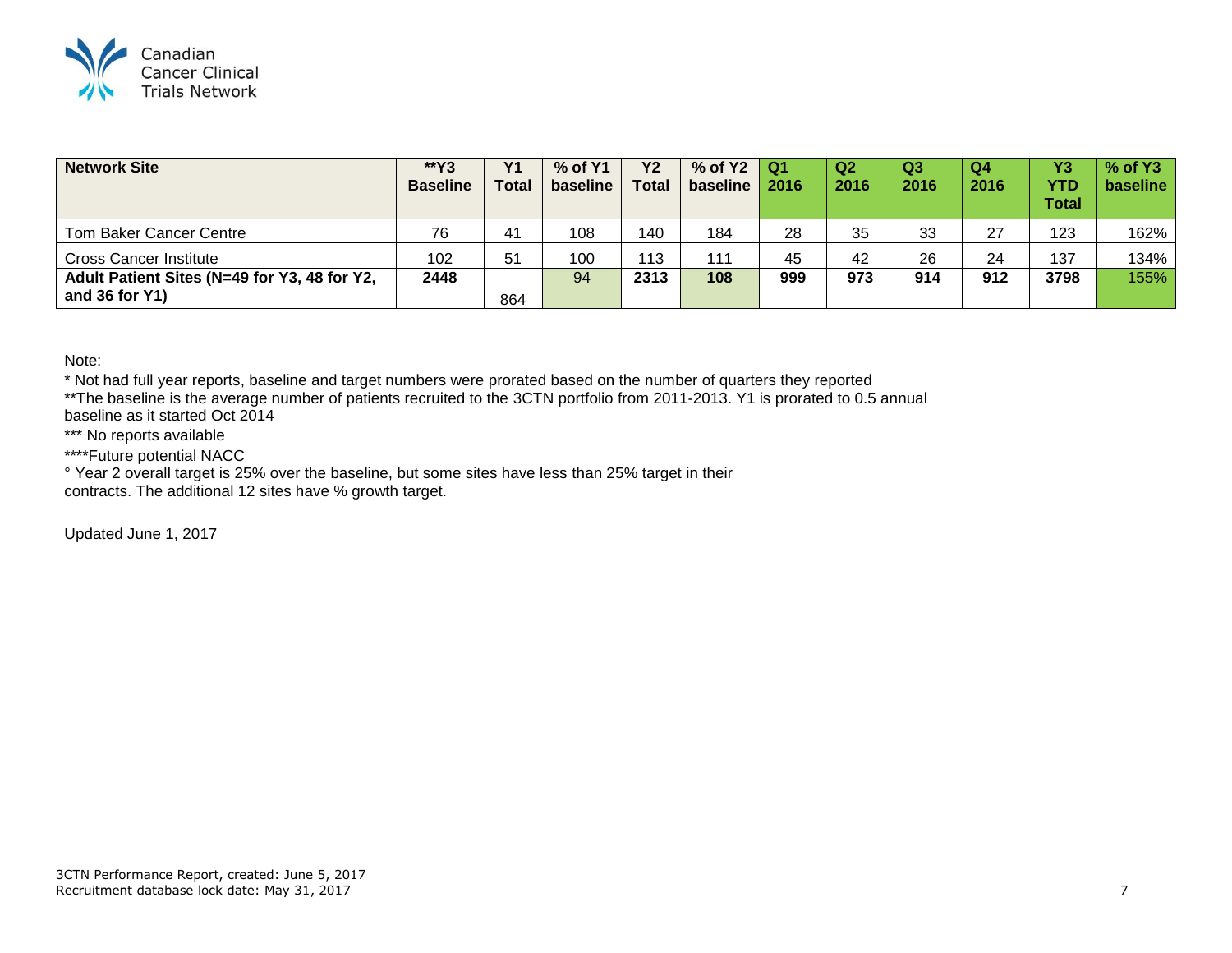| Network Site | **Y3 Baseline | Y1 Total | % of Y1 baseline | Y2 Total | % of Y2 baseline | Q1 2016 | Q2 2016 | Q3 2016 | Q4 2016 | Y3 YTD Total | % of Y3 baseline |
|---|---|---|---|---|---|---|---|---|---|---|---|
| Tom Baker Cancer Centre | 76 | 41 | 108 | 140 | 184 | 28 | 35 | 33 | 27 | 123 | 162% |
| Cross Cancer Institute | 102 | 51 | 100 | 113 | 111 | 45 | 42 | 26 | 24 | 137 | 134% |
| **Adult Patient Sites (N=49 for Y3, 48 for Y2, and 36 for Y1)** | **2448** | 864 | 94 | **2313** | **108** | **999** | **973** | **914** | **912** | **3798** | 155% |

Note:

* Not had full year reports, baseline and target numbers were prorated based on the number of quarters they reported

**The baseline is the average number of patients recruited to the 3CTN portfolio from 2011-2013. Y1 is prorated to 0.5 annual baseline as it started Oct 2014

*** No reports available

****Future potential NACC

° Year 2 overall target is 25% over the baseline, but some sites have less than 25% target in their contracts. The additional 12 sites have % growth target.

Updated June 1, 2017

3CTN Performance Report, created: June 5, 2017
Recruitment database lock date: May 31, 2017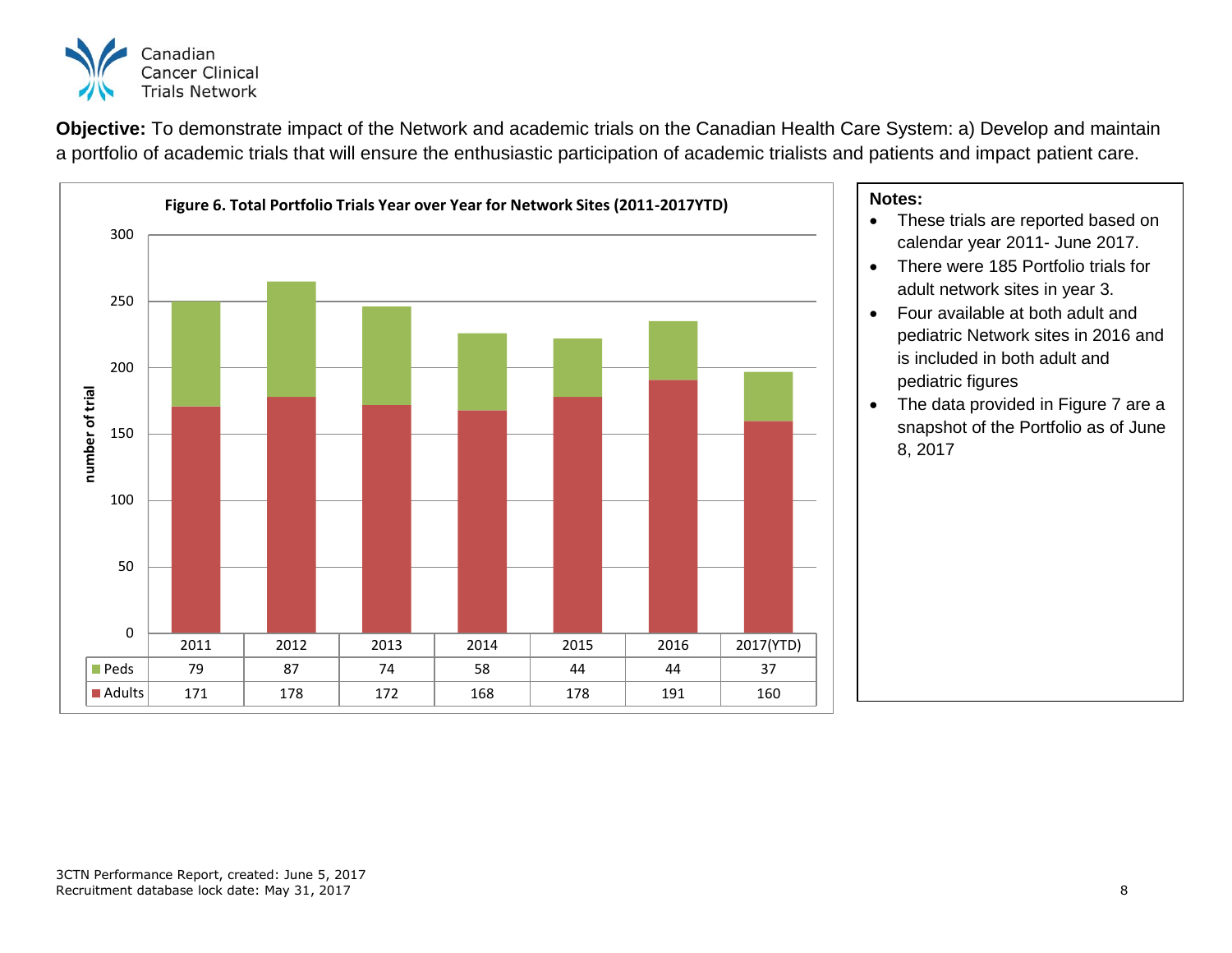**Objective:** To demonstrate impact of the Network and academic trials on the Canadian Health Care System: a) Develop and maintain a portfolio of academic trials that will ensure the enthusiastic participation of academic trialists and patients and impact patient care.

**Figure 6. Total Portfolio Trials Year over Year for Network Sites (2011-2017YTD)**

| | 2011 | 2012 | 2013 | 2014 | 2015 | 2016 | 2017(YTD) |
|---|---|---|---|---|---|---|---|
| Peds | 79 | 87 | 74 | 58 | 44 | 44 | 37 |
| Adults | 171 | 178 | 172 | 168 | 178 | 191 | 160 |

**Notes:**

- These trials are reported based on calendar year 2011- June 2017.
- There were 185 Portfolio trials for adult network sites in year 3.
- Four available at both adult and pediatric Network sites in 2016 and is included in both adult and pediatric figures
- The data provided in Figure 7 are a snapshot of the Portfolio as of June 8, 2017

3CTN Performance Report, created: June 5, 2017
Recruitment database lock date: May 31, 2017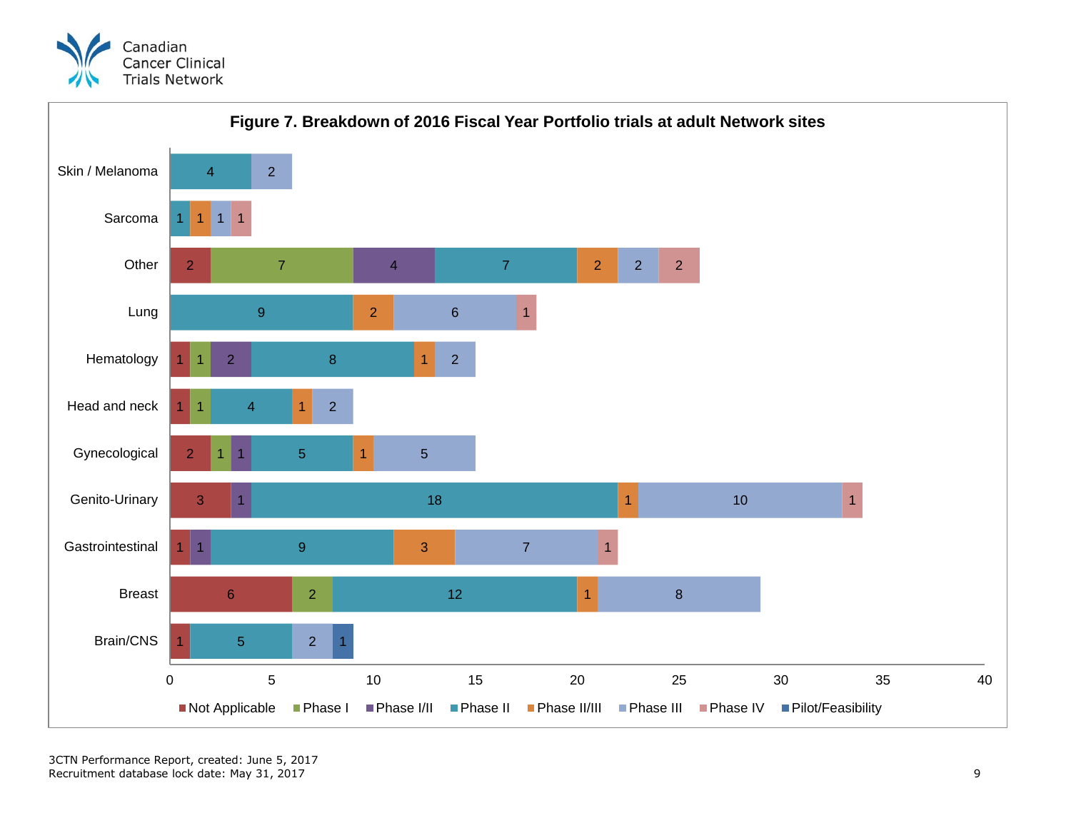**Figure 7. Breakdown of 2016 Fiscal Year Portfolio trials at adult Network sites**

| | Not Applicable | Phase I | Phase I/II | Phase II | Phase II/III | Phase III | Phase IV | Pilot/Feasibility |
|---|---|---|---|---|---|---|---|---|
| Skin / Melanoma | | | | 4 | | 2 | | |
| Sarcoma | | | | 1 | 1 | 1 | 1 | |
| Other | 2 | 7 | 4 | 7 | 2 | 2 | 2 | |
| Lung | | | | 9 | 2 | 6 | 1 | |
| Hematology | 1 | 1 | 2 | 8 | 1 | 2 | | |
| Head and neck | 1 | 1 | | 4 | 1 | 2 | | |
| Gynecological | 2 | 1 | 1 | 5 | 1 | 5 | | |
| Genito-Urinary | 3 | | 1 | 18 | 1 | 10 | 1 | |
| Gastrointestinal | 1 | | 1 | 9 | 3 | 7 | 1 | |
| Breast | 6 | 2 | | 12 | 1 | 8 | | |
| Brain/CNS | 1 | | | 5 | | 2 | | 1 |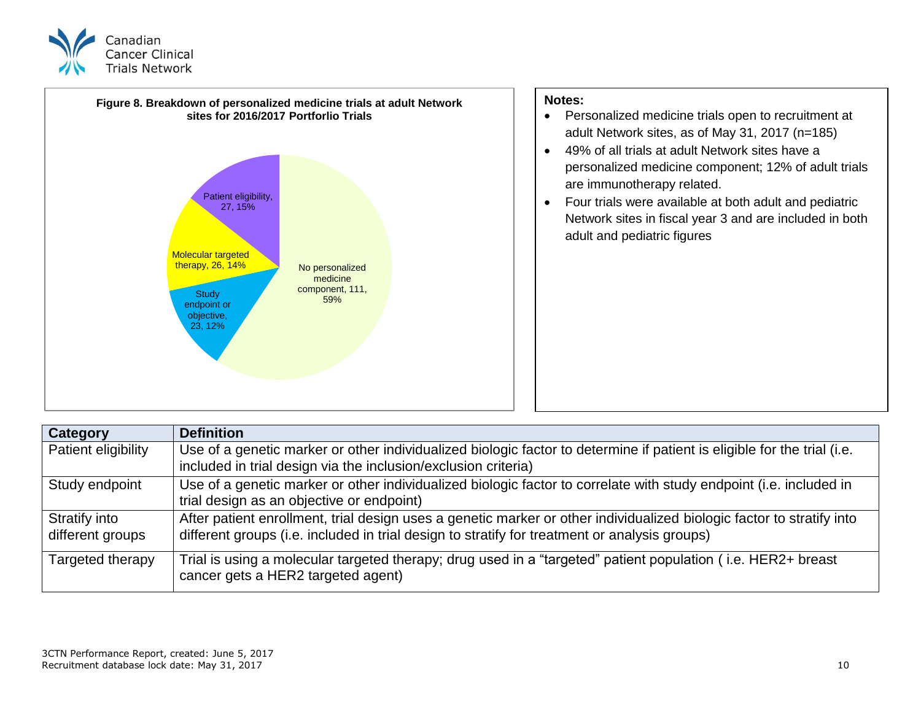**Figure 8. Breakdown of personalized medicine trials at adult Network sites for 2016/2017 Portforlio Trials**

- Patient eligibility, 27, 15%
- Molecular targeted therapy, 26, 14%
- Study endpoint or objective, 23, 12%
- No personalized medicine component, 111, 59%

**Notes:**

- Personalized medicine trials open to recruitment at adult Network sites, as of May 31, 2017 (n=185)
- 49% of all trials at adult Network sites have a personalized medicine component; 12% of adult trials are immunotherapy related.
- Four trials were available at both adult and pediatric Network sites in fiscal year 3 and are included in both adult and pediatric figures

| Category | Definition |
| --- | --- |
| Patient eligibility | Use of a genetic marker or other individualized biologic factor to determine if patient is eligible for the trial (i.e. included in trial design via the inclusion/exclusion criteria) |
| Study endpoint | Use of a genetic marker or other individualized biologic factor to correlate with study endpoint (i.e. included in trial design as an objective or endpoint) |
| Stratify into different groups | After patient enrollment, trial design uses a genetic marker or other individualized biologic factor to stratify into different groups (i.e. included in trial design to stratify for treatment or analysis groups) |
| Targeted therapy | Trial is using a molecular targeted therapy; drug used in a "targeted" patient population ( i.e. HER2+ breast cancer gets a HER2 targeted agent) |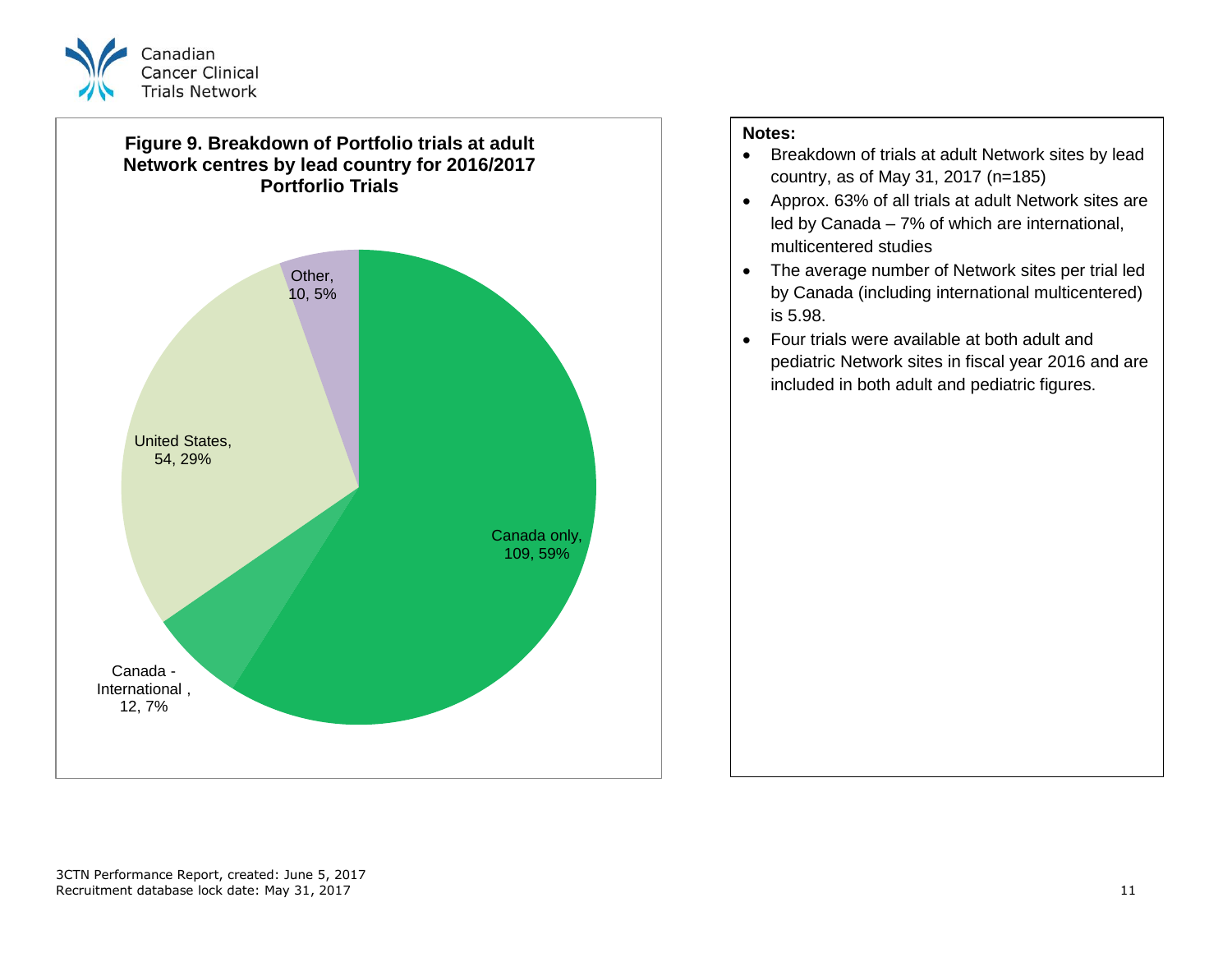**Figure 9. Breakdown of Portfolio trials at adult Network centres by lead country for 2016/2017 Portforlio Trials**

| Lead country | Trials | Percentage |
|---|---|---|
| Canada only | 109 | 59% |
| Canada - International | 12 | 7% |
| United States | 54 | 29% |
| Other | 10 | 5% |

**Notes:**

- Breakdown of trials at adult Network sites by lead country, as of May 31, 2017 (n=185)
- Approx. 63% of all trials at adult Network sites are led by Canada – 7% of which are international, multicentered studies
- The average number of Network sites per trial led by Canada (including international multicentered) is 5.98.
- Four trials were available at both adult and pediatric Network sites in fiscal year 2016 and are included in both adult and pediatric figures.

3CTN Performance Report, created: June 5, 2017
Recruitment database lock date: May 31, 2017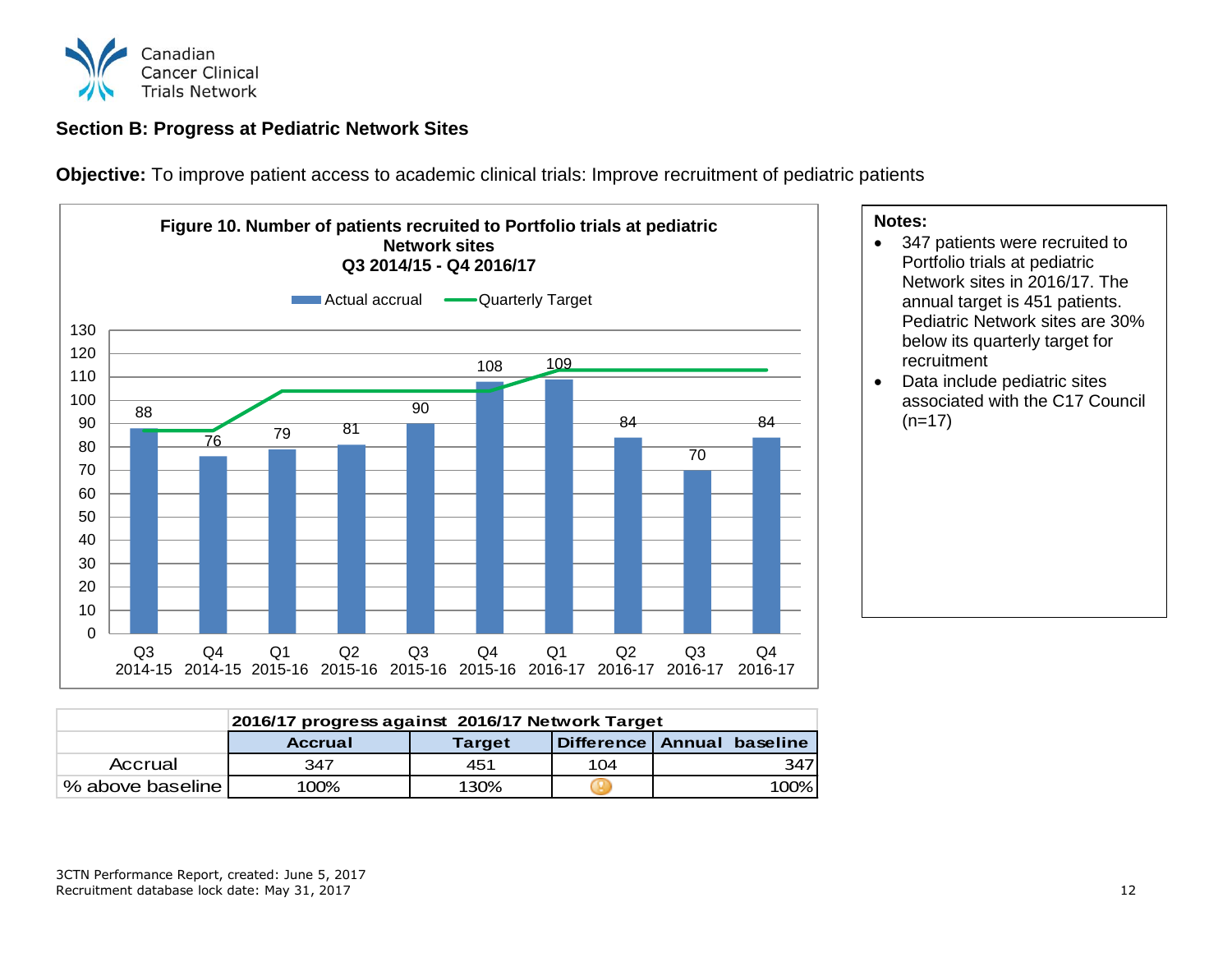## Section B: Progress at Pediatric Network Sites

**Objective:** To improve patient access to academic clinical trials: Improve recruitment of pediatric patients

**Figure 10. Number of patients recruited to Portfolio trials at pediatric Network sites Q3 2014/15 - Q4 2016/17**

| Quarter | Actual accrual |
|---|---|
| Q3 2014-15 | 88 |
| Q4 2014-15 | 76 |
| Q1 2015-16 | 79 |
| Q2 2015-16 | 81 |
| Q3 2015-16 | 90 |
| Q4 2015-16 | 108 |
| Q1 2016-17 | 109 |
| Q2 2016-17 | 84 |
| Q3 2016-17 | 70 |
| Q4 2016-17 | 84 |

**Notes:**

- 347 patients were recruited to Portfolio trials at pediatric Network sites in 2016/17. The annual target is 451 patients. Pediatric Network sites are 30% below its quarterly target for recruitment
- Data include pediatric sites associated with the C17 Council (n=17)

| | 2016/17 progress against 2016/17 Network Target | | | |
|---|---|---|---|---|
| | Accrual | Target | Difference | Annual baseline |
| Accrual | 347 | 451 | 104 | 347 |
| % above baseline | 100% | 130% | | 100% |

3CTN Performance Report, created: June 5, 2017
Recruitment database lock date: May 31, 2017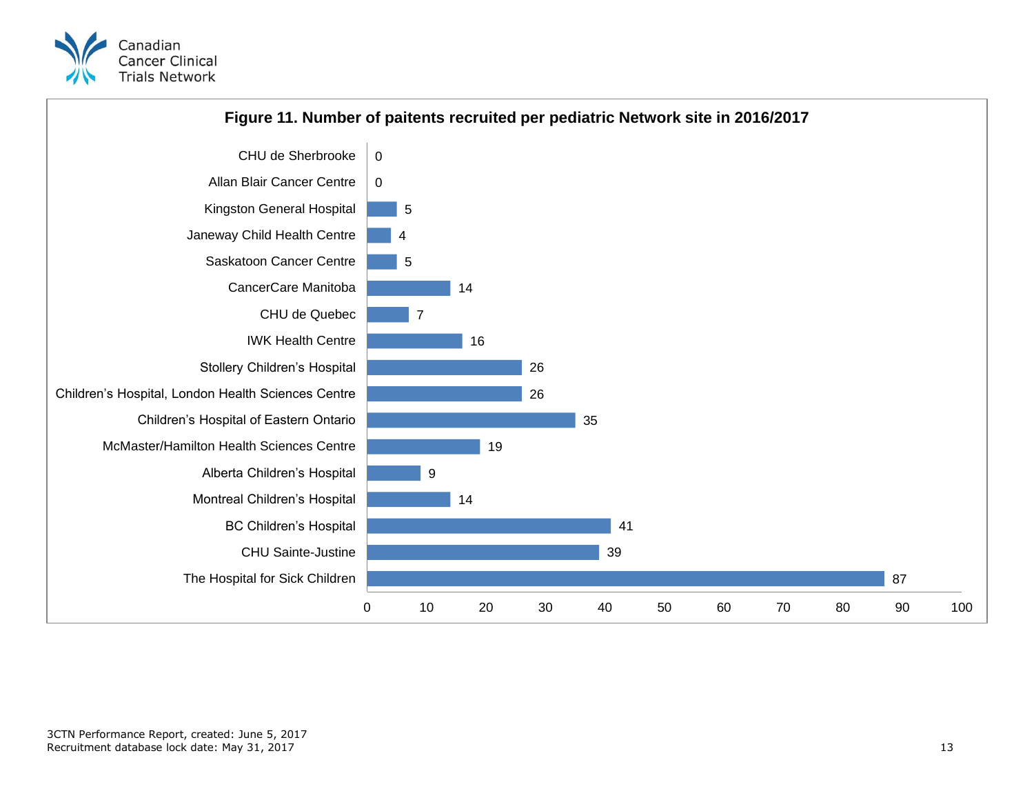Canadian Cancer Clinical Trials Network

**Figure 11. Number of paitents recruited per pediatric Network site in 2016/2017**

| Site | Number of patients |
|---|---|
| CHU de Sherbrooke | 0 |
| Allan Blair Cancer Centre | 0 |
| Kingston General Hospital | 5 |
| Janeway Child Health Centre | 4 |
| Saskatoon Cancer Centre | 5 |
| CancerCare Manitoba | 14 |
| CHU de Quebec | 7 |
| IWK Health Centre | 16 |
| Stollery Children's Hospital | 26 |
| Children's Hospital, London Health Sciences Centre | 26 |
| Children's Hospital of Eastern Ontario | 35 |
| McMaster/Hamilton Health Sciences Centre | 19 |
| Alberta Children's Hospital | 9 |
| Montreal Children's Hospital | 14 |
| BC Children's Hospital | 41 |
| CHU Sainte-Justine | 39 |
| The Hospital for Sick Children | 87 |

3CTN Performance Report, created: June 5, 2017
Recruitment database lock date: May 31, 2017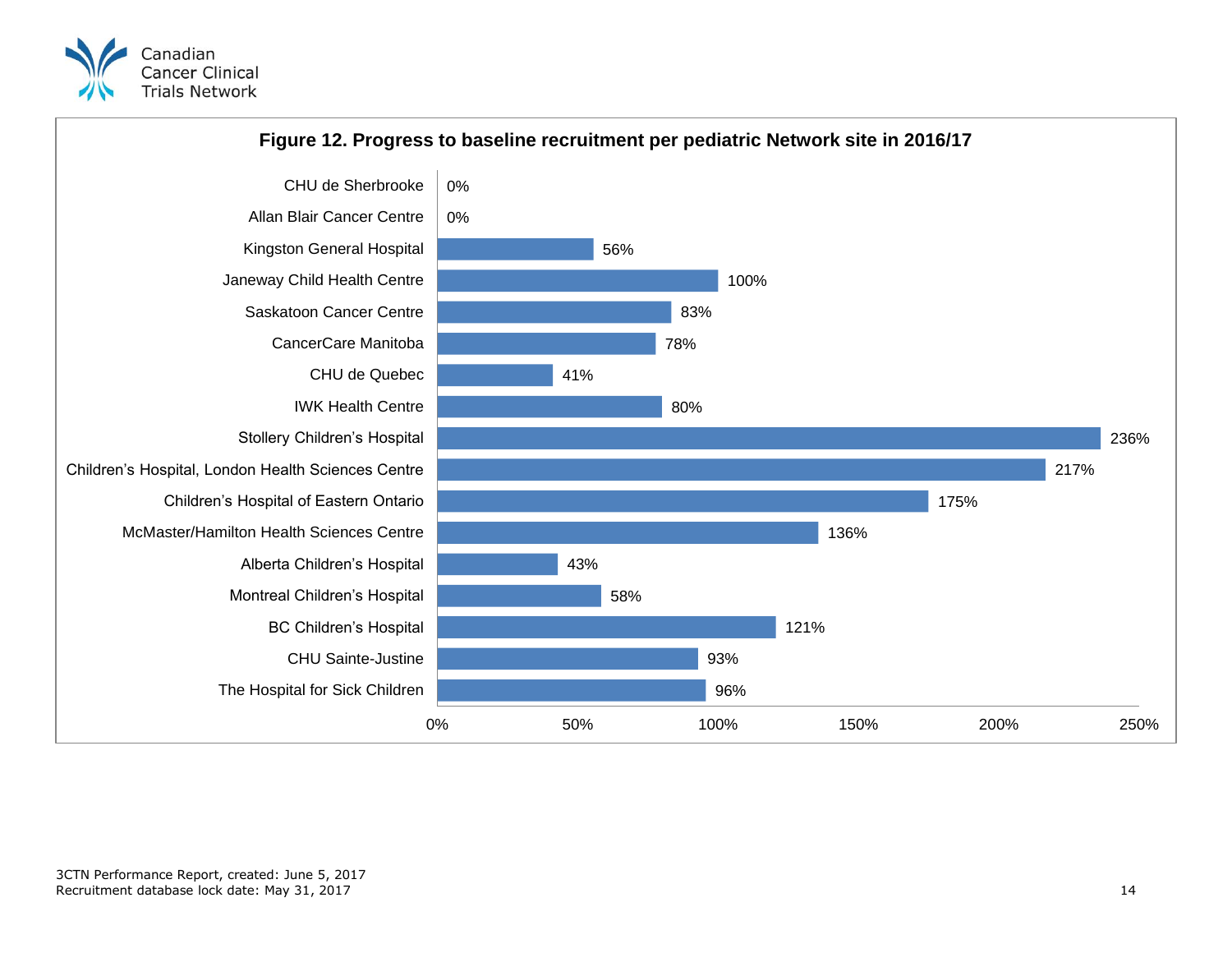## Figure 12. Progress to baseline recruitment per pediatric Network site in 2016/17

| Site | Progress to baseline recruitment |
| --- | --- |
| CHU de Sherbrooke | 0% |
| Allan Blair Cancer Centre | 0% |
| Kingston General Hospital | 56% |
| Janeway Child Health Centre | 100% |
| Saskatoon Cancer Centre | 83% |
| CancerCare Manitoba | 78% |
| CHU de Quebec | 41% |
| IWK Health Centre | 80% |
| Stollery Children's Hospital | 236% |
| Children's Hospital, London Health Sciences Centre | 217% |
| Children's Hospital of Eastern Ontario | 175% |
| McMaster/Hamilton Health Sciences Centre | 136% |
| Alberta Children's Hospital | 43% |
| Montreal Children's Hospital | 58% |
| BC Children's Hospital | 121% |
| CHU Sainte-Justine | 93% |
| The Hospital for Sick Children | 96% |

3CTN Performance Report, created: June 5, 2017
Recruitment database lock date: May 31, 2017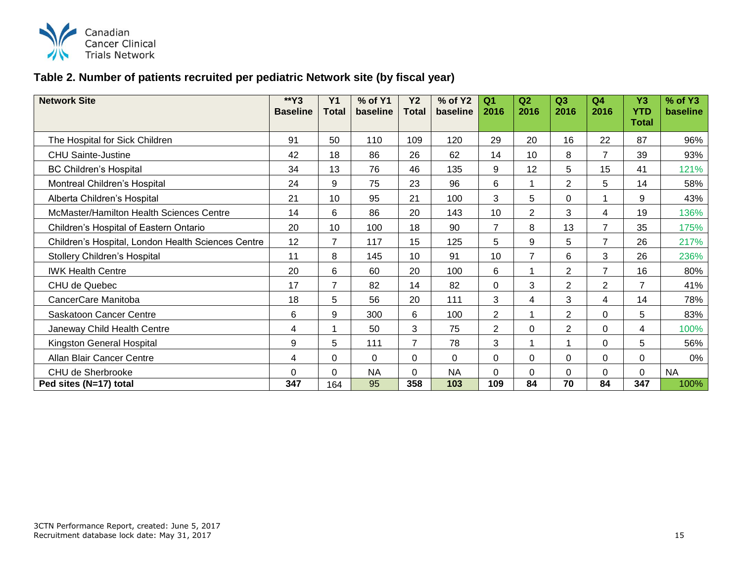## Table 2. Number of patients recruited per pediatric Network site (by fiscal year)

| Network Site | **Y3 Baseline | Y1 Total | % of Y1 baseline | Y2 Total | % of Y2 baseline | Q1 2016 | Q2 2016 | Q3 2016 | Q4 2016 | Y3 YTD Total | % of Y3 baseline |
|---|---|---|---|---|---|---|---|---|---|---|---|
| The Hospital for Sick Children | 91 | 50 | 110 | 109 | 120 | 29 | 20 | 16 | 22 | 87 | 96% |
| CHU Sainte-Justine | 42 | 18 | 86 | 26 | 62 | 14 | 10 | 8 | 7 | 39 | 93% |
| BC Children's Hospital | 34 | 13 | 76 | 46 | 135 | 9 | 12 | 5 | 15 | 41 | 121% |
| Montreal Children's Hospital | 24 | 9 | 75 | 23 | 96 | 6 | 1 | 2 | 5 | 14 | 58% |
| Alberta Children's Hospital | 21 | 10 | 95 | 21 | 100 | 3 | 5 | 0 | 1 | 9 | 43% |
| McMaster/Hamilton Health Sciences Centre | 14 | 6 | 86 | 20 | 143 | 10 | 2 | 3 | 4 | 19 | 136% |
| Children's Hospital of Eastern Ontario | 20 | 10 | 100 | 18 | 90 | 7 | 8 | 13 | 7 | 35 | 175% |
| Children's Hospital, London Health Sciences Centre | 12 | 7 | 117 | 15 | 125 | 5 | 9 | 5 | 7 | 26 | 217% |
| Stollery Children's Hospital | 11 | 8 | 145 | 10 | 91 | 10 | 7 | 6 | 3 | 26 | 236% |
| IWK Health Centre | 20 | 6 | 60 | 20 | 100 | 6 | 1 | 2 | 7 | 16 | 80% |
| CHU de Quebec | 17 | 7 | 82 | 14 | 82 | 0 | 3 | 2 | 2 | 7 | 41% |
| CancerCare Manitoba | 18 | 5 | 56 | 20 | 111 | 3 | 4 | 3 | 4 | 14 | 78% |
| Saskatoon Cancer Centre | 6 | 9 | 300 | 6 | 100 | 2 | 1 | 2 | 0 | 5 | 83% |
| Janeway Child Health Centre | 4 | 1 | 50 | 3 | 75 | 2 | 0 | 2 | 0 | 4 | 100% |
| Kingston General Hospital | 9 | 5 | 111 | 7 | 78 | 3 | 1 | 1 | 0 | 5 | 56% |
| Allan Blair Cancer Centre | 4 | 0 | 0 | 0 | 0 | 0 | 0 | 0 | 0 | 0 | 0% |
| CHU de Sherbrooke | 0 | 0 | NA | 0 | NA | 0 | 0 | 0 | 0 | 0 | NA |
| **Ped sites (N=17) total** | **347** | 164 | 95 | **358** | **103** | **109** | **84** | **70** | **84** | **347** | 100% |

3CTN Performance Report, created: June 5, 2017
Recruitment database lock date: May 31, 2017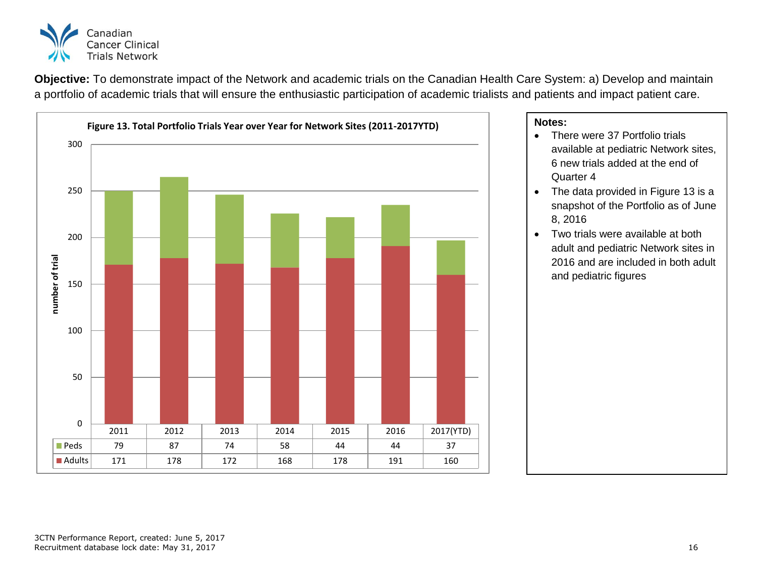**Objective:** To demonstrate impact of the Network and academic trials on the Canadian Health Care System: a) Develop and maintain a portfolio of academic trials that will ensure the enthusiastic participation of academic trialists and patients and impact patient care.

**Figure 13. Total Portfolio Trials Year over Year for Network Sites (2011-2017YTD)**

| | 2011 | 2012 | 2013 | 2014 | 2015 | 2016 | 2017(YTD) |
|---|---|---|---|---|---|---|---|
| Peds | 79 | 87 | 74 | 58 | 44 | 44 | 37 |
| Adults | 171 | 178 | 172 | 168 | 178 | 191 | 160 |

**Notes:**

- There were 37 Portfolio trials available at pediatric Network sites, 6 new trials added at the end of Quarter 4
- The data provided in Figure 13 is a snapshot of the Portfolio as of June 8, 2016
- Two trials were available at both adult and pediatric Network sites in 2016 and are included in both adult and pediatric figures

3CTN Performance Report, created: June 5, 2017
Recruitment database lock date: May 31, 2017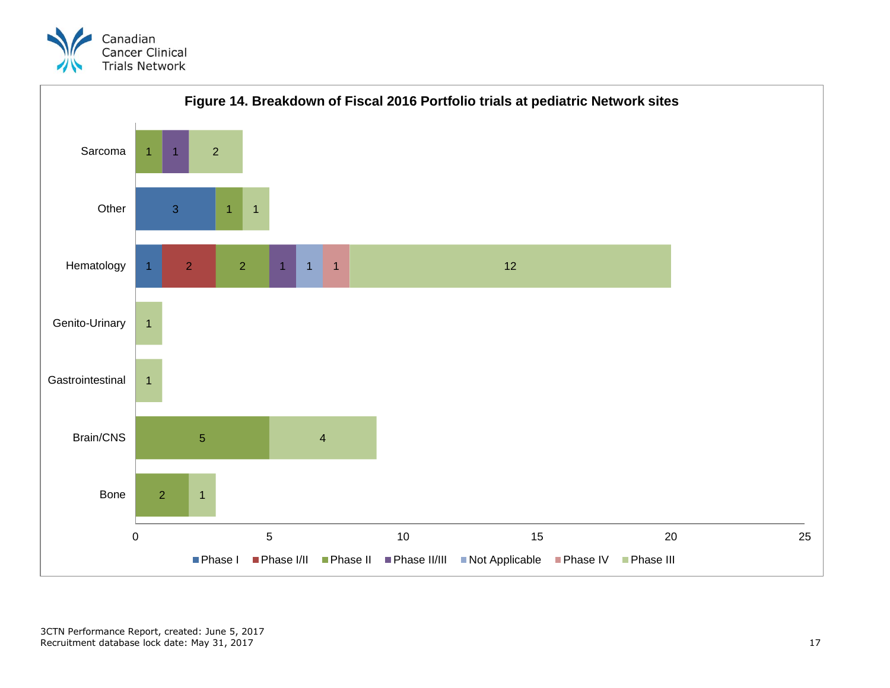### Figure 14. Breakdown of Fiscal 2016 Portfolio trials at pediatric Network sites

| Disease site | Phase I | Phase I/II | Phase II | Phase II/III | Not Applicable | Phase IV | Phase III |
|---|---|---|---|---|---|---|---|
| Sarcoma | | | 1 | 1 | | | 2 |
| Other | 3 | | 1 | | | | 1 |
| Hematology | 1 | 2 | 2 | 1 | 1 | 1 | 12 |
| Genito-Urinary | | | | | | | 1 |
| Gastrointestinal | | | | | | | 1 |
| Brain/CNS | | | 5 | | | | 4 |
| Bone | | | 2 | | | | 1 |

3CTN Performance Report, created: June 5, 2017
Recruitment database lock date: May 31, 2017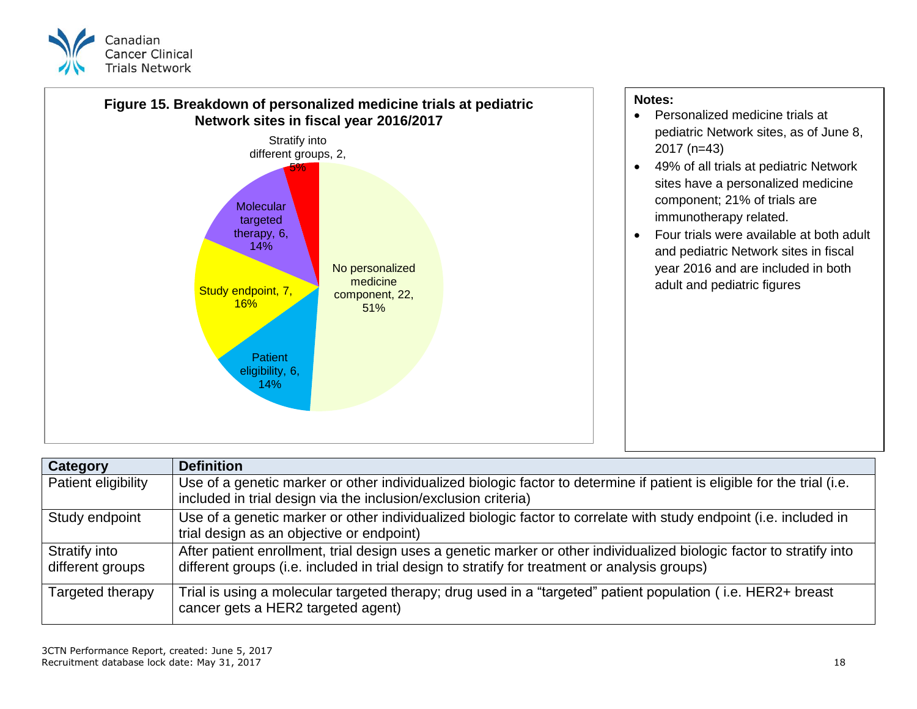Canadian Cancer Clinical Trials Network

**Figure 15. Breakdown of personalized medicine trials at pediatric Network sites in fiscal year 2016/2017**

| Category | Count | Percentage |
|---|---|---|
| No personalized medicine component | 22 | 51% |
| Patient eligibility | 6 | 14% |
| Study endpoint | 7 | 16% |
| Molecular targeted therapy | 6 | 14% |
| Stratify into different groups | 2 | 5% |

**Notes:**

- Personalized medicine trials at pediatric Network sites, as of June 8, 2017 (n=43)
- 49% of all trials at pediatric Network sites have a personalized medicine component; 21% of trials are immunotherapy related.
- Four trials were available at both adult and pediatric Network sites in fiscal year 2016 and are included in both adult and pediatric figures

| Category | Definition |
|---|---|
| Patient eligibility | Use of a genetic marker or other individualized biologic factor to determine if patient is eligible for the trial (i.e. included in trial design via the inclusion/exclusion criteria) |
| Study endpoint | Use of a genetic marker or other individualized biologic factor to correlate with study endpoint (i.e. included in trial design as an objective or endpoint) |
| Stratify into different groups | After patient enrollment, trial design uses a genetic marker or other individualized biologic factor to stratify into different groups (i.e. included in trial design to stratify for treatment or analysis groups) |
| Targeted therapy | Trial is using a molecular targeted therapy; drug used in a "targeted" patient population ( i.e. HER2+ breast cancer gets a HER2 targeted agent) |

3CTN Performance Report, created: June 5, 2017
Recruitment database lock date: May 31, 2017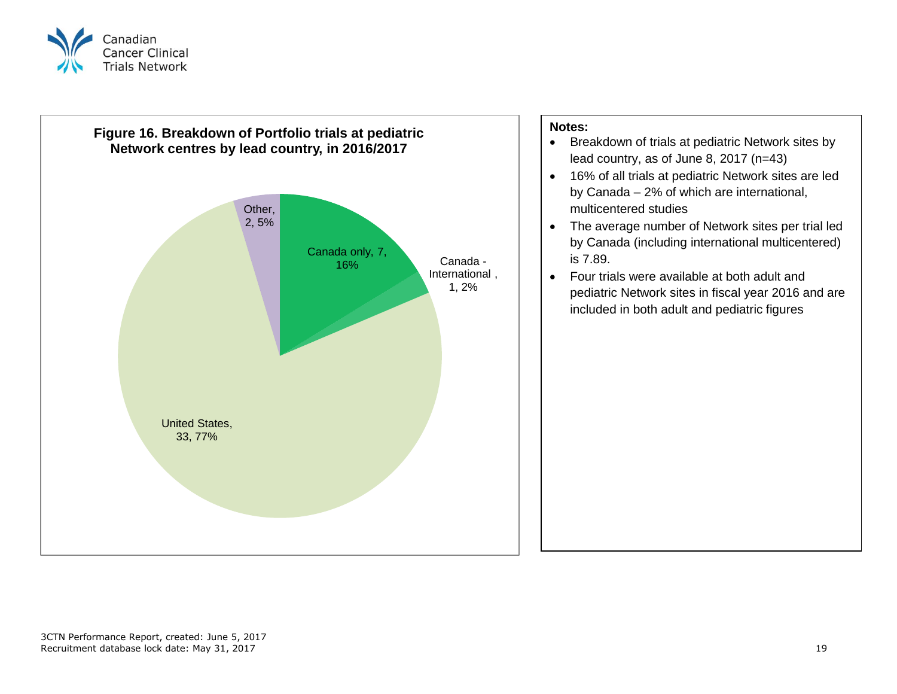**Figure 16. Breakdown of Portfolio trials at pediatric Network centres by lead country, in 2016/2017**

| Lead country | Number of trials | Percentage |
|---|---|---|
| Canada only | 7 | 16% |
| Canada - International | 1 | 2% |
| United States | 33 | 77% |
| Other | 2 | 5% |

**Notes:**

- Breakdown of trials at pediatric Network sites by lead country, as of June 8, 2017 (n=43)
- 16% of all trials at pediatric Network sites are led by Canada – 2% of which are international, multicentered studies
- The average number of Network sites per trial led by Canada (including international multicentered) is 7.89.
- Four trials were available at both adult and pediatric Network sites in fiscal year 2016 and are included in both adult and pediatric figures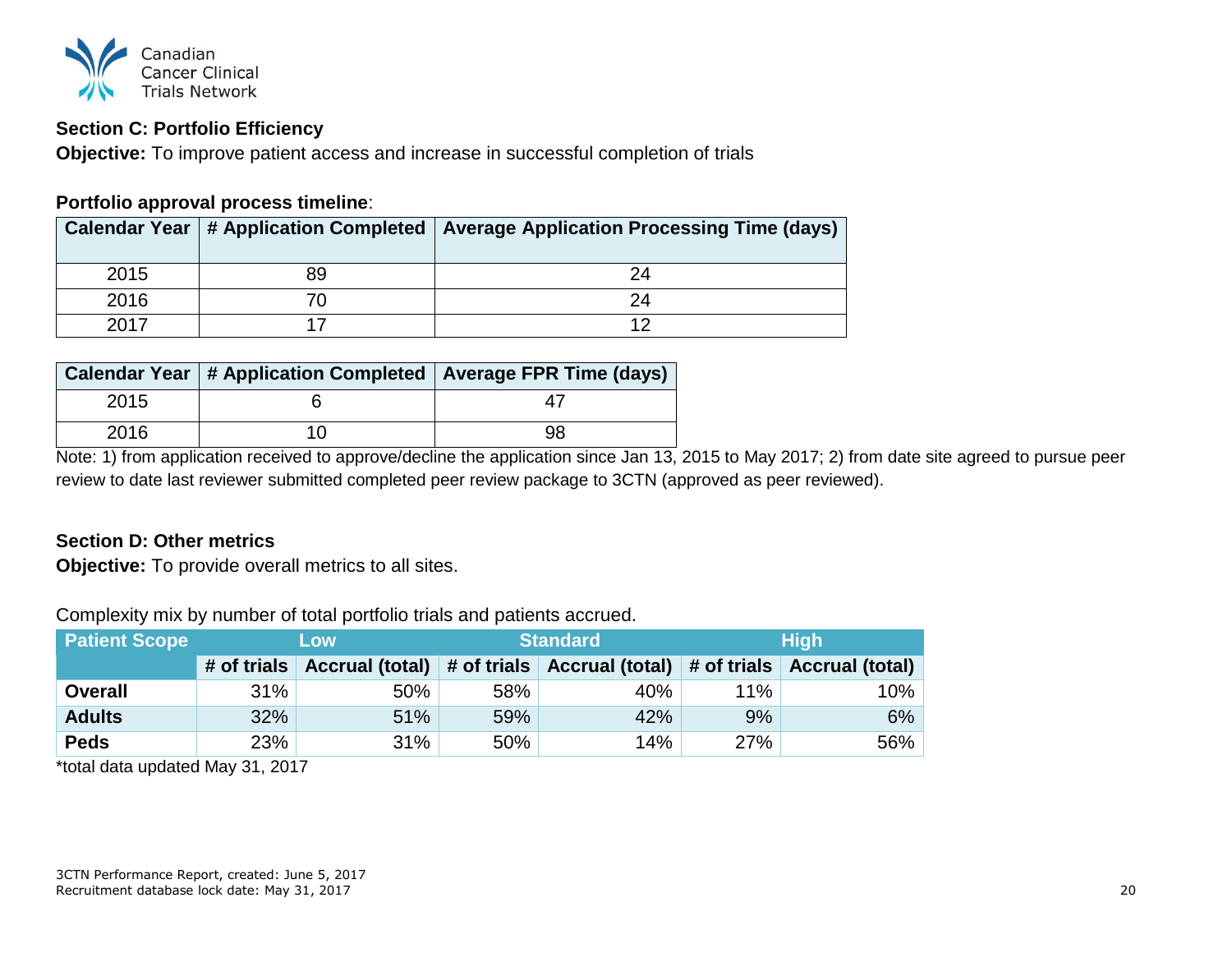**Section C: Portfolio Efficiency**

**Objective:** To improve patient access and increase in successful completion of trials

**Portfolio approval process timeline**:

| Calendar Year | # Application Completed | Average Application Processing Time (days) |
|---|---|---|
| 2015 | 89 | 24 |
| 2016 | 70 | 24 |
| 2017 | 17 | 12 |

| Calendar Year | # Application Completed | Average FPR Time (days) |
|---|---|---|
| 2015 | 6 | 47 |
| 2016 | 10 | 98 |

Note: 1) from application received to approve/decline the application since Jan 13, 2015 to May 2017; 2) from date site agreed to pursue peer review to date last reviewer submitted completed peer review package to 3CTN (approved as peer reviewed).

**Section D: Other metrics**

**Objective:** To provide overall metrics to all sites.

Complexity mix by number of total portfolio trials and patients accrued.

| Patient Scope | Low | | Standard | | High | |
|---|---|---|---|---|---|---|
| | # of trials | Accrual (total) | # of trials | Accrual (total) | # of trials | Accrual (total) |
| **Overall** | 31% | 50% | 58% | 40% | 11% | 10% |
| **Adults** | 32% | 51% | 59% | 42% | 9% | 6% |
| **Peds** | 23% | 31% | 50% | 14% | 27% | 56% |

*total data updated May 31, 2017

3CTN Performance Report, created: June 5, 2017
Recruitment database lock date: May 31, 2017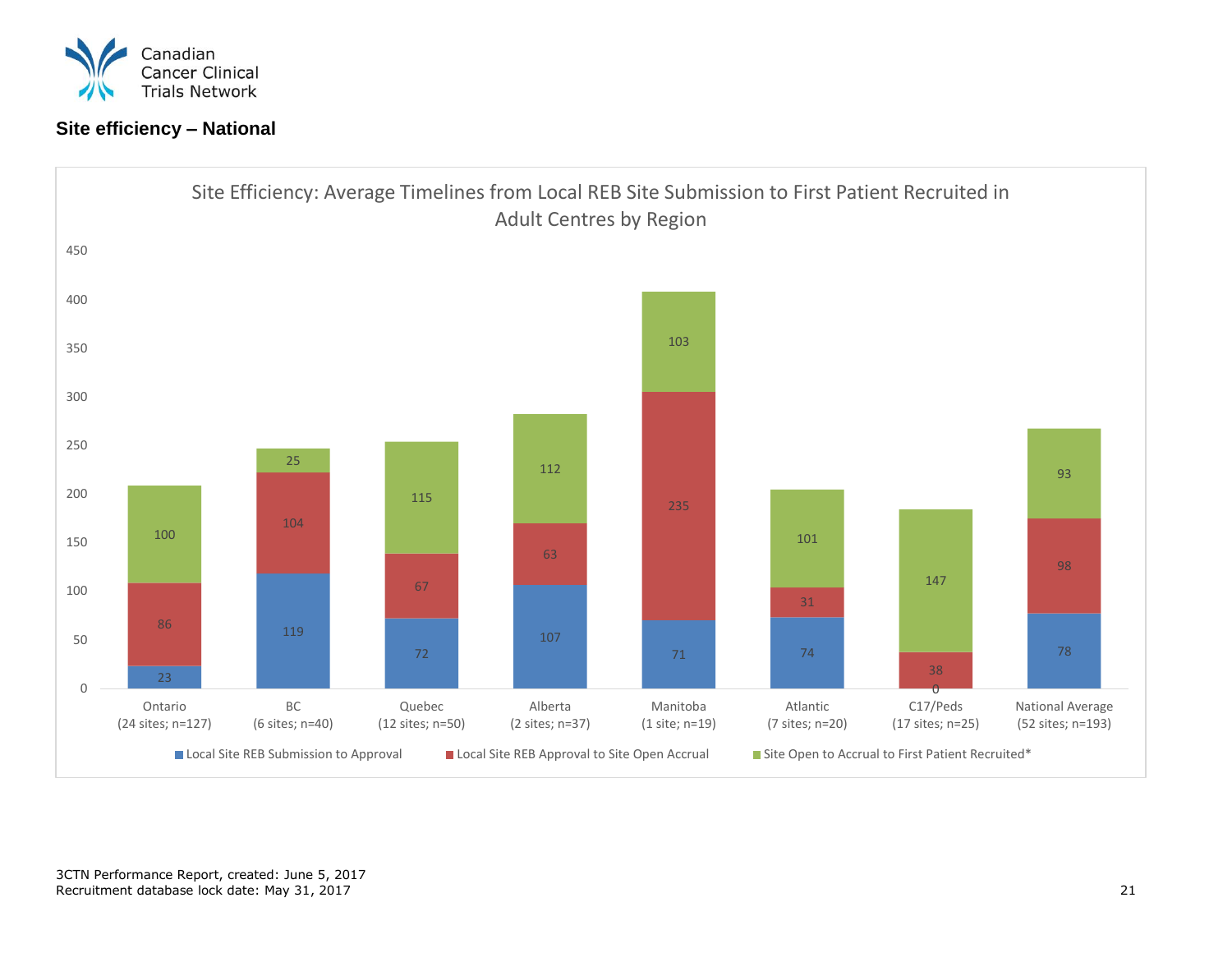Canadian Cancer Clinical Trials Network

## Site efficiency – National

**Site Efficiency: Average Timelines from Local REB Site Submission to First Patient Recruited in Adult Centres by Region**

| Region | Local Site REB Submission to Approval | Local Site REB Approval to Site Open Accrual | Site Open to Accrual to First Patient Recruited* |
|---|---|---|---|
| Ontario (24 sites; n=127) | 23 | 86 | 100 |
| BC (6 sites; n=40) | 119 | 104 | 25 |
| Quebec (12 sites; n=50) | 72 | 67 | 115 |
| Alberta (2 sites; n=37) | 107 | 63 | 112 |
| Manitoba (1 site; n=19) | 71 | 235 | 103 |
| Atlantic (7 sites; n=20) | 74 | 31 | 101 |
| C17/Peds (17 sites; n=25) | 0 | 38 | 147 |
| National Average (52 sites; n=193) | 78 | 98 | 93 |

3CTN Performance Report, created: June 5, 2017
Recruitment database lock date: May 31, 2017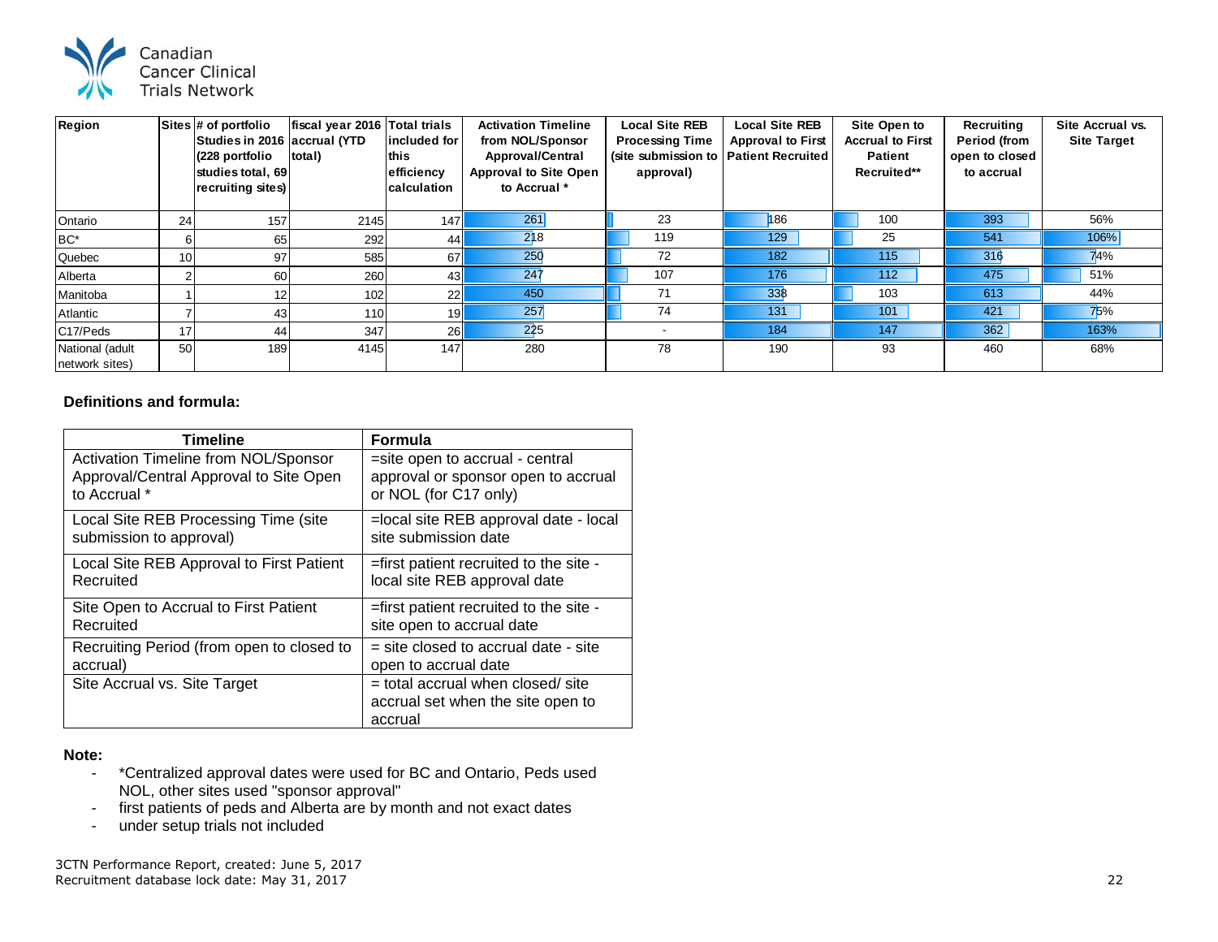Canadian Cancer Clinical Trials Network

| Region | Sites | # of portfolio Studies in 2016 (228 portfolio studies total, 69 recruiting sites) | fiscal year 2016 accrual (YTD total) | Total trials included for this efficiency calculation | Activation Timeline from NOL/Sponsor Approval/Central Approval to Site Open to Accrual * | Local Site REB Processing Time (site submission to approval) | Local Site REB Approval to First Patient Recruited | Site Open to Accrual to First Patient Recruited** | Recruiting Period (from open to closed to accrual | Site Accrual vs. Site Target |
|---|---|---|---|---|---|---|---|---|---|---|
| Ontario | 24 | 157 | 2145 | 147 | 261 | 23 | 186 | 100 | 393 | 56% |
| BC* | 6 | 65 | 292 | 44 | 218 | 119 | 129 | 25 | 541 | 106% |
| Quebec | 10 | 97 | 585 | 67 | 250 | 72 | 182 | 115 | 316 | 74% |
| Alberta | 2 | 60 | 260 | 43 | 247 | 107 | 176 | 112 | 475 | 51% |
| Manitoba | 1 | 12 | 102 | 22 | 450 | 71 | 338 | 103 | 613 | 44% |
| Atlantic | 7 | 43 | 110 | 19 | 257 | 74 | 131 | 101 | 421 | 75% |
| C17/Peds | 17 | 44 | 347 | 26 | 225 | - | 184 | 147 | 362 | 163% |
| National (adult network sites) | 50 | 189 | 4145 | 147 | 280 | 78 | 190 | 93 | 460 | 68% |

**Definitions and formula:**

| Timeline | Formula |
|---|---|
| Activation Timeline from NOL/Sponsor Approval/Central Approval to Site Open to Accrual * | =site open to accrual - central approval or sponsor open to accrual or NOL (for C17 only) |
| Local Site REB Processing Time (site submission to approval) | =local site REB approval date - local site submission date |
| Local Site REB Approval to First Patient Recruited | =first patient recruited to the site - local site REB approval date |
| Site Open to Accrual to First Patient Recruited | =first patient recruited to the site - site open to accrual date |
| Recruiting Period (from open to closed to accrual) | = site closed to accrual date - site open to accrual date |
| Site Accrual vs. Site Target | = total accrual when closed/ site accrual set when the site open to accrual |

**Note:**

- *Centralized approval dates were used for BC and Ontario, Peds used NOL, other sites used "sponsor approval"
- first patients of peds and Alberta are by month and not exact dates
- under setup trials not included

3CTN Performance Report, created: June 5, 2017
Recruitment database lock date: May 31, 2017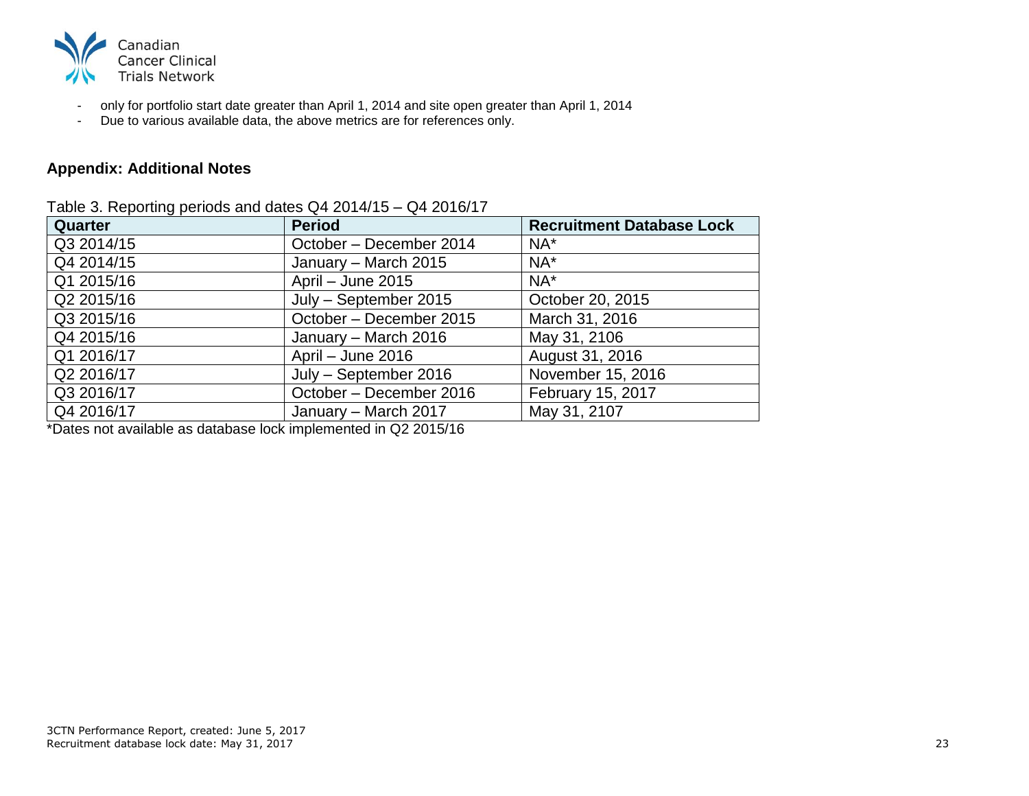- only for portfolio start date greater than April 1, 2014 and site open greater than April 1, 2014
- Due to various available data, the above metrics are for references only.

## Appendix: Additional Notes

Table 3. Reporting periods and dates Q4 2014/15 – Q4 2016/17

| Quarter | Period | Recruitment Database Lock |
|---|---|---|
| Q3 2014/15 | October – December 2014 | NA* |
| Q4 2014/15 | January – March 2015 | NA* |
| Q1 2015/16 | April – June 2015 | NA* |
| Q2 2015/16 | July – September 2015 | October 20, 2015 |
| Q3 2015/16 | October – December 2015 | March 31, 2016 |
| Q4 2015/16 | January – March 2016 | May 31, 2106 |
| Q1 2016/17 | April – June 2016 | August 31, 2016 |
| Q2 2016/17 | July – September 2016 | November 15, 2016 |
| Q3 2016/17 | October – December 2016 | February 15, 2017 |
| Q4 2016/17 | January – March 2017 | May 31, 2107 |

*Dates not available as database lock implemented in Q2 2015/16